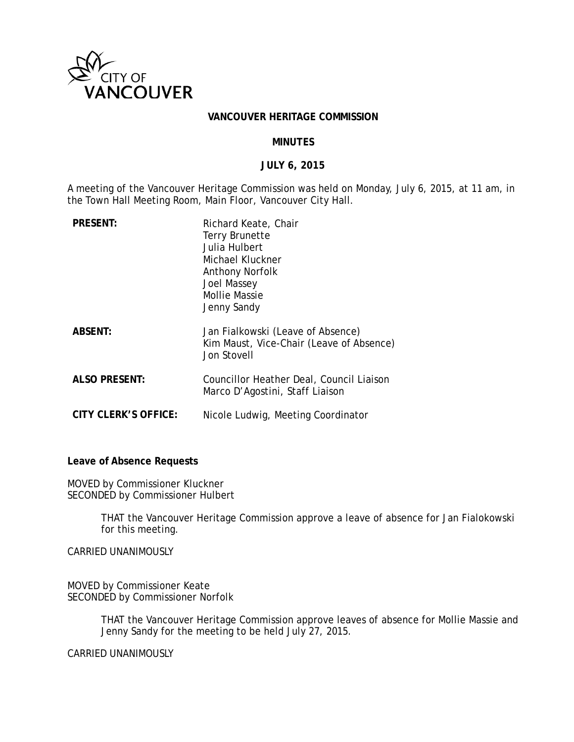CITY OF VANCOUVER

**VANCOUVER HERITAGE COMMISSION**

**MINUTES**

**JULY 6, 2015**

A meeting of the Vancouver Heritage Commission was held on Monday, July 6, 2015, at 11 am, in the Town Hall Meeting Room, Main Floor, Vancouver City Hall.

| | |
|---|---|
| **PRESENT:** | Richard Keate, Chair<br>Terry Brunette<br>Julia Hulbert<br>Michael Kluckner<br>Anthony Norfolk<br>Joel Massey<br>Mollie Massie<br>Jenny Sandy |
| **ABSENT:** | Jan Fialkowski (Leave of Absence)<br>Kim Maust, Vice-Chair (Leave of Absence)<br>Jon Stovell |
| **ALSO PRESENT:** | Councillor Heather Deal, Council Liaison<br>Marco D'Agostini, Staff Liaison |
| **CITY CLERK'S OFFICE:** | Nicole Ludwig, Meeting Coordinator |

**Leave of Absence Requests**

MOVED by Commissioner Kluckner
SECONDED by Commissioner Hulbert

> THAT the Vancouver Heritage Commission approve a leave of absence for Jan Fialokowski for this meeting.

CARRIED UNANIMOUSLY

MOVED by Commissioner Keate
SECONDED by Commissioner Norfolk

> THAT the Vancouver Heritage Commission approve leaves of absence for Mollie Massie and Jenny Sandy for the meeting to be held July 27, 2015.

CARRIED UNANIMOUSLY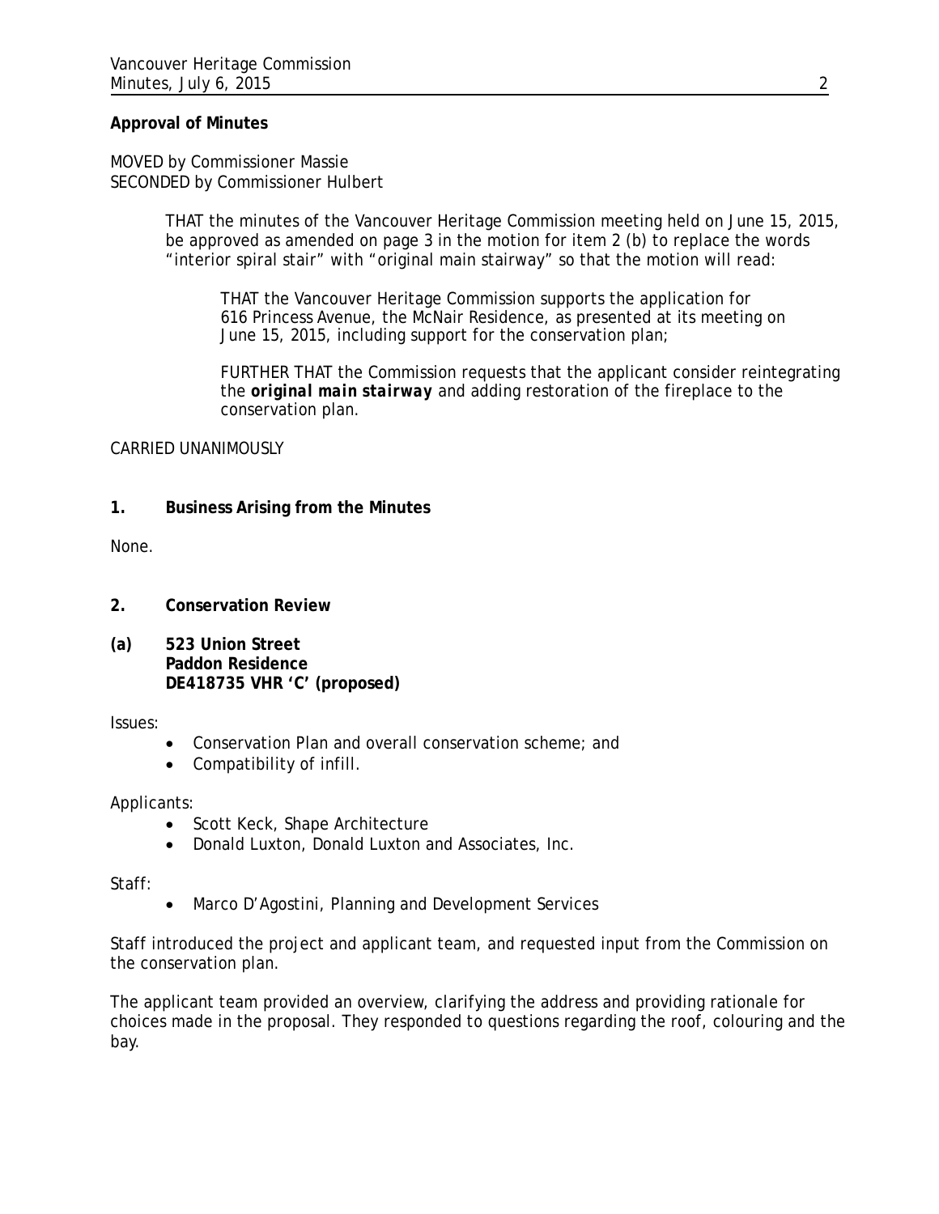**Approval of Minutes**

MOVED by Commissioner Massie
SECONDED by Commissioner Hulbert

> THAT the minutes of the Vancouver Heritage Commission meeting held on June 15, 2015, be approved as amended on page 3 in the motion for item 2 (b) to replace the words "interior spiral stair" with "original main stairway" so that the motion will read:
>
> > THAT the Vancouver Heritage Commission supports the application for 616 Princess Avenue, the McNair Residence, as presented at its meeting on June 15, 2015, including support for the conservation plan;
> >
> > FURTHER THAT the Commission requests that the applicant consider reintegrating the ***original main stairway*** and adding restoration of the fireplace to the conservation plan.

CARRIED UNANIMOUSLY

## 1. Business Arising from the Minutes

None.

## 2. Conservation Review

### (a) 523 Union Street
**Paddon Residence**
**DE418735 VHR 'C' (proposed)**

Issues:

- Conservation Plan and overall conservation scheme; and
- Compatibility of infill.

Applicants:

- Scott Keck, Shape Architecture
- Donald Luxton, Donald Luxton and Associates, Inc.

Staff:

- Marco D'Agostini, Planning and Development Services

Staff introduced the project and applicant team, and requested input from the Commission on the conservation plan.

The applicant team provided an overview, clarifying the address and providing rationale for choices made in the proposal. They responded to questions regarding the roof, colouring and the bay.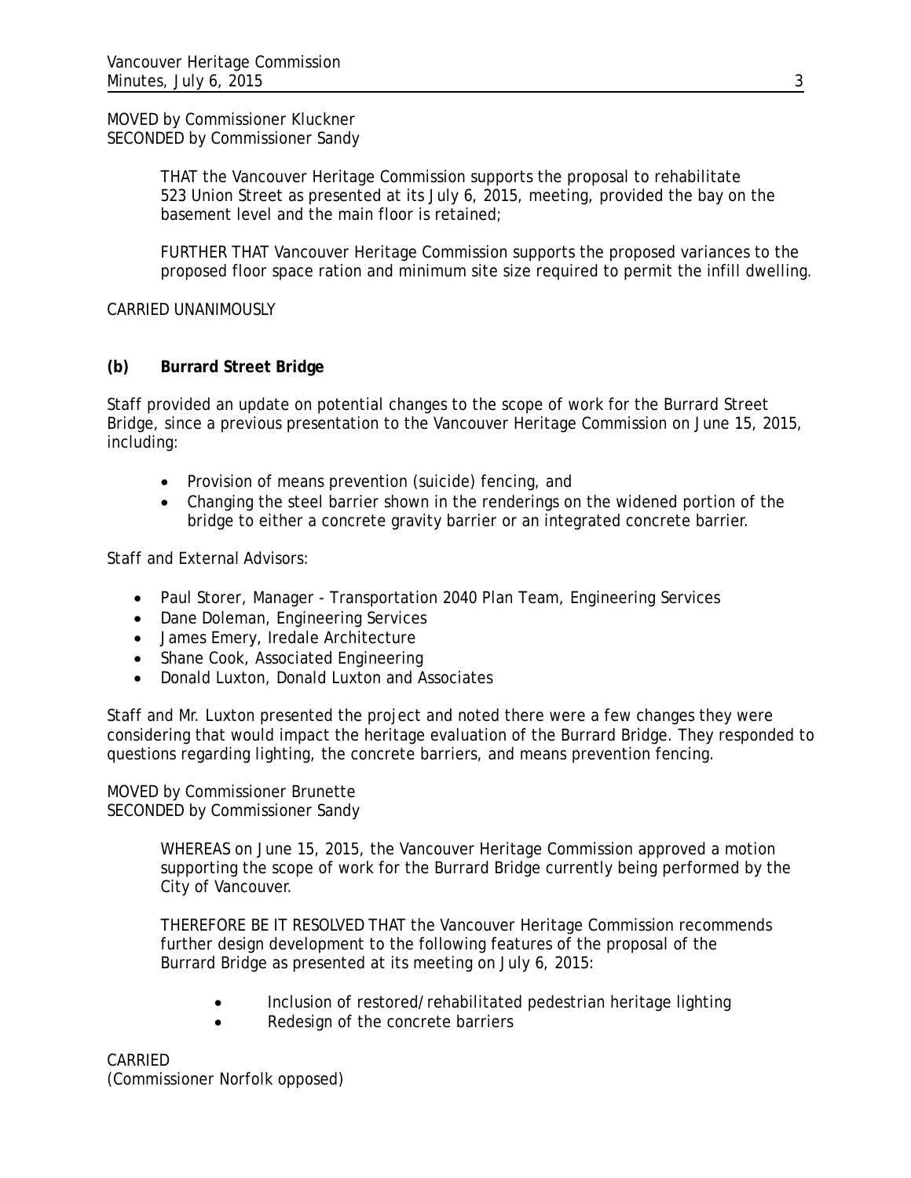MOVED by Commissioner Kluckner
SECONDED by Commissioner Sandy

> THAT the Vancouver Heritage Commission supports the proposal to rehabilitate 523 Union Street as presented at its July 6, 2015, meeting, provided the bay on the basement level and the main floor is retained;
>
> FURTHER THAT Vancouver Heritage Commission supports the proposed variances to the proposed floor space ration and minimum site size required to permit the infill dwelling.

CARRIED UNANIMOUSLY

**(b) Burrard Street Bridge**

Staff provided an update on potential changes to the scope of work for the Burrard Street Bridge, since a previous presentation to the Vancouver Heritage Commission on June 15, 2015, including:

- Provision of means prevention (suicide) fencing, and
- Changing the steel barrier shown in the renderings on the widened portion of the bridge to either a concrete gravity barrier or an integrated concrete barrier.

Staff and External Advisors:

- Paul Storer, Manager - Transportation 2040 Plan Team, Engineering Services
- Dane Doleman, Engineering Services
- James Emery, Iredale Architecture
- Shane Cook, Associated Engineering
- Donald Luxton, Donald Luxton and Associates

Staff and Mr. Luxton presented the project and noted there were a few changes they were considering that would impact the heritage evaluation of the Burrard Bridge. They responded to questions regarding lighting, the concrete barriers, and means prevention fencing.

MOVED by Commissioner Brunette
SECONDED by Commissioner Sandy

> WHEREAS on June 15, 2015, the Vancouver Heritage Commission approved a motion supporting the scope of work for the Burrard Bridge currently being performed by the City of Vancouver.
>
> THEREFORE BE IT RESOLVED THAT the Vancouver Heritage Commission recommends further design development to the following features of the proposal of the Burrard Bridge as presented at its meeting on July 6, 2015:
>
> - Inclusion of restored/rehabilitated pedestrian heritage lighting
> - Redesign of the concrete barriers

CARRIED
(Commissioner Norfolk opposed)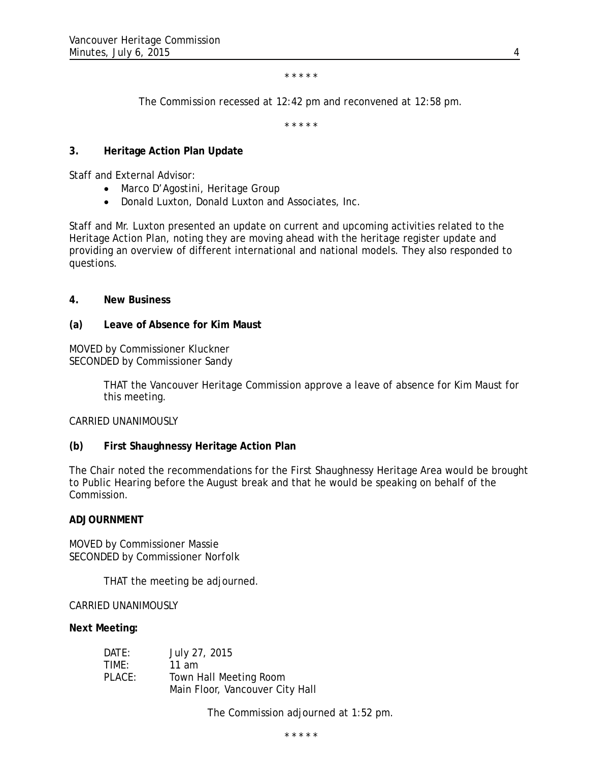\* \* \* \* \*

The Commission recessed at 12:42 pm and reconvened at 12:58 pm.

\* \* \* \* \*

**3. Heritage Action Plan Update**

Staff and External Advisor:

- Marco D'Agostini, Heritage Group
- Donald Luxton, Donald Luxton and Associates, Inc.

Staff and Mr. Luxton presented an update on current and upcoming activities related to the Heritage Action Plan, noting they are moving ahead with the heritage register update and providing an overview of different international and national models. They also responded to questions.

**4. New Business**

**(a) Leave of Absence for Kim Maust**

MOVED by Commissioner Kluckner
SECONDED by Commissioner Sandy

> THAT the Vancouver Heritage Commission approve a leave of absence for Kim Maust for this meeting.

CARRIED UNANIMOUSLY

**(b) First Shaughnessy Heritage Action Plan**

The Chair noted the recommendations for the First Shaughnessy Heritage Area would be brought to Public Hearing before the August break and that he would be speaking on behalf of the Commission.

**ADJOURNMENT**

MOVED by Commissioner Massie
SECONDED by Commissioner Norfolk

> THAT the meeting be adjourned.

CARRIED UNANIMOUSLY

**Next Meeting:**

| | |
|---|---|
| DATE: | July 27, 2015 |
| TIME: | 11 am |
| PLACE: | Town Hall Meeting Room<br>Main Floor, Vancouver City Hall |

The Commission adjourned at 1:52 pm.

\* \* \* \* \*